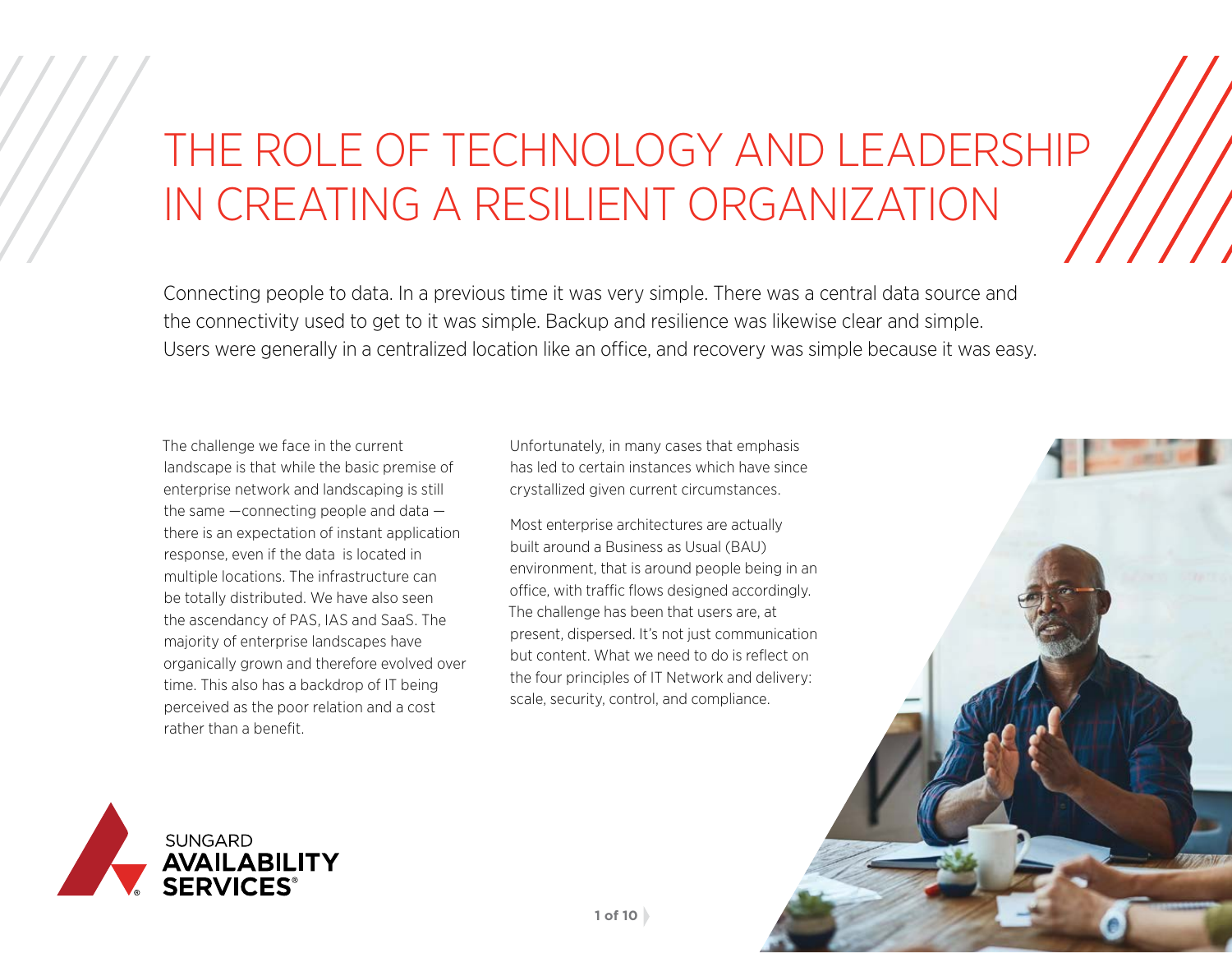# THE ROLE OF TECHNOLOGY AND LEADERSHIP IN CREATING A RESILIENT ORGANIZATION

Connecting people to data. In a previous time it was very simple. There was a central data source and the connectivity used to get to it was simple. Backup and resilience was likewise clear and simple. Users were generally in a centralized location like an office, and recovery was simple because it was easy.

The challenge we face in the current landscape is that while the basic premise of enterprise network and landscaping is still the same —connecting people and data — there is an expectation of instant application response, even if the data is located in multiple locations. The infrastructure can be totally distributed. We have also seen the ascendancy of PAS, IAS and SaaS. The majority of enterprise landscapes have organically grown and therefore evolved over time. This also has a backdrop of IT being perceived as the poor relation and a cost rather than a benefit.

Unfortunately, in many cases that emphasis has led to certain instances which have since crystallized given current circumstances.

Most enterprise architectures are actually built around a Business as Usual (BAU) environment, that is around people being in an office, with traffic flows designed accordingly. The challenge has been that users are, at present, dispersed. It's not just communication but content. What we need to do is reflect on the four principles of IT Network and delivery: scale, security, control, and compliance.

SUNGARD AVAILABILITY SERVICES®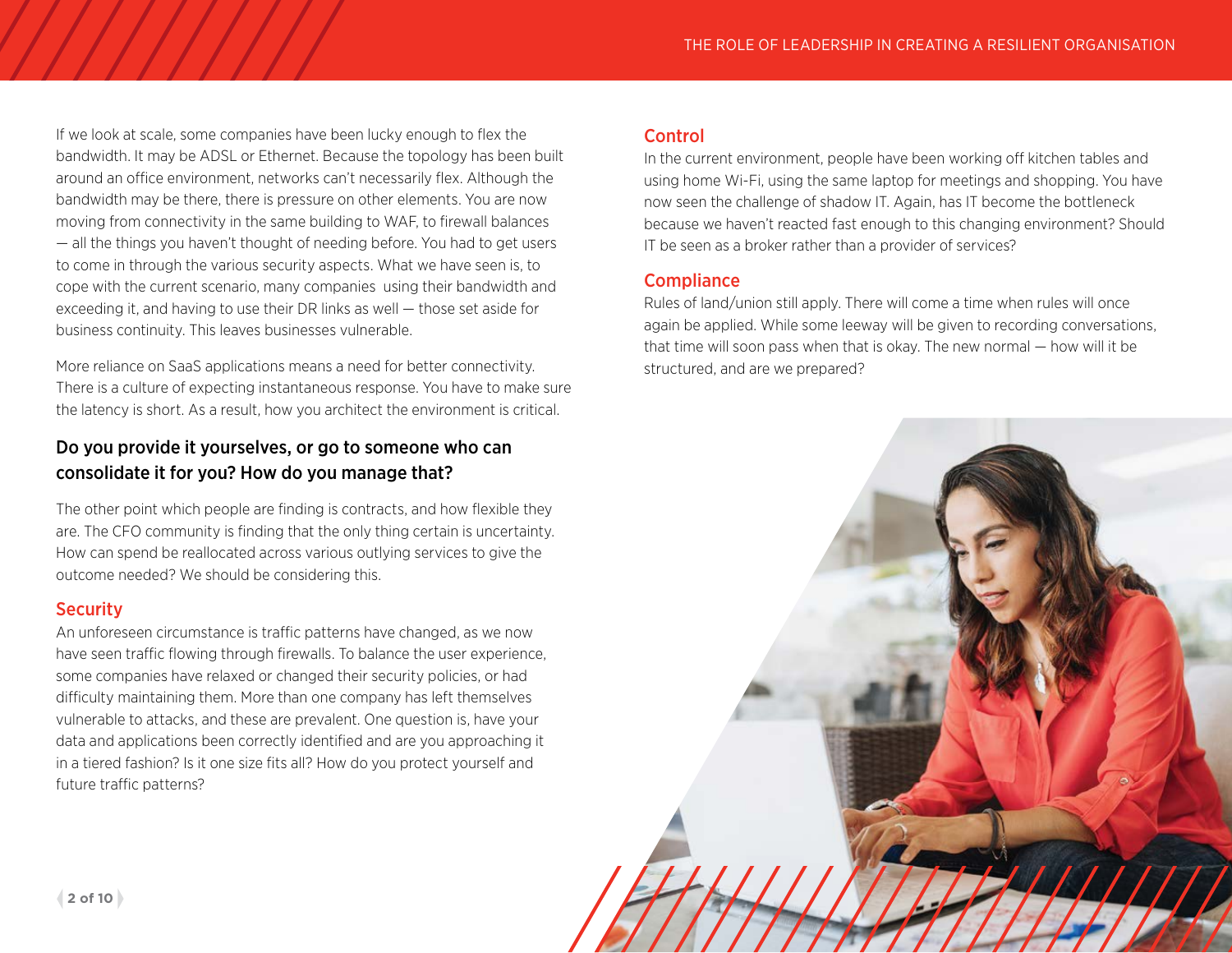If we look at scale, some companies have been lucky enough to flex the bandwidth. It may be ADSL or Ethernet. Because the topology has been built around an office environment, networks can't necessarily flex. Although the bandwidth may be there, there is pressure on other elements. You are now moving from connectivity in the same building to WAF, to firewall balances — all the things you haven't thought of needing before. You had to get users to come in through the various security aspects. What we have seen is, to cope with the current scenario, many companies using their bandwidth and exceeding it, and having to use their DR links as well — those set aside for business continuity. This leaves businesses vulnerable.

More reliance on SaaS applications means a need for better connectivity. There is a culture of expecting instantaneous response. You have to make sure the latency is short. As a result, how you architect the environment is critical.

### Do you provide it yourselves, or go to someone who can consolidate it for you? How do you manage that?

The other point which people are finding is contracts, and how flexible they are. The CFO community is finding that the only thing certain is uncertainty. How can spend be reallocated across various outlying services to give the outcome needed? We should be considering this.

## Security

An unforeseen circumstance is traffic patterns have changed, as we now have seen traffic flowing through firewalls. To balance the user experience, some companies have relaxed or changed their security policies, or had difficulty maintaining them. More than one company has left themselves vulnerable to attacks, and these are prevalent. One question is, have your data and applications been correctly identified and are you approaching it in a tiered fashion? Is it one size fits all? How do you protect yourself and future traffic patterns?

## Control

In the current environment, people have been working off kitchen tables and using home Wi-Fi, using the same laptop for meetings and shopping. You have now seen the challenge of shadow IT. Again, has IT become the bottleneck because we haven't reacted fast enough to this changing environment? Should IT be seen as a broker rather than a provider of services?

## Compliance

Rules of land/union still apply. There will come a time when rules will once again be applied. While some leeway will be given to recording conversations, that time will soon pass when that is okay. The new normal — how will it be structured, and are we prepared?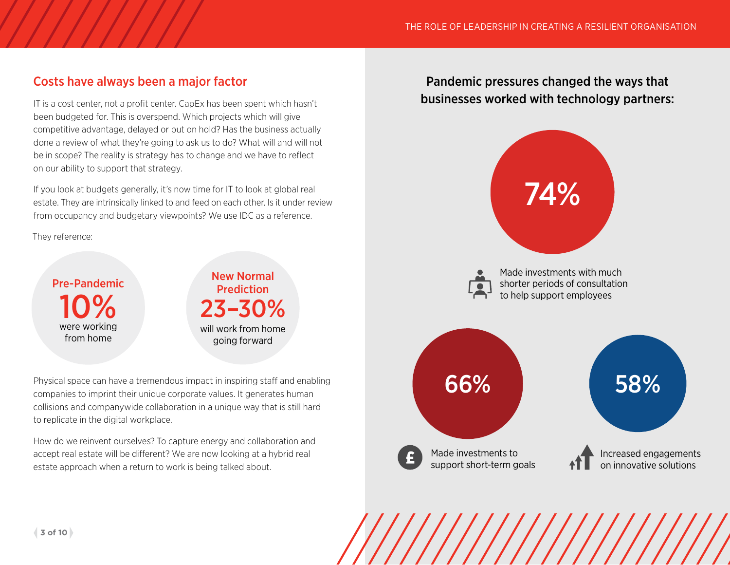## Costs have always been a major factor

IT is a cost center, not a profit center. CapEx has been spent which hasn't been budgeted for. This is overspend. Which projects which will give competitive advantage, delayed or put on hold? Has the business actually done a review of what they're going to ask us to do? What will and will not be in scope? The reality is strategy has to change and we have to reflect on our ability to support that strategy.

If you look at budgets generally, it's now time for IT to look at global real estate. They are intrinsically linked to and feed on each other. Is it under review from occupancy and budgetary viewpoints? We use IDC as a reference.

They reference:

**Pre-Pandemic**
**10%**
were working from home

**New Normal Prediction**
**23–30%**
will work from home going forward

Physical space can have a tremendous impact in inspiring staff and enabling companies to imprint their unique corporate values. It generates human collisions and companywide collaboration in a unique way that is still hard to replicate in the digital workplace.

How do we reinvent ourselves? To capture energy and collaboration and accept real estate will be different? We are now looking at a hybrid real estate approach when a return to work is being talked about.

### Pandemic pressures changed the ways that businesses worked with technology partners:

**74%**
Made investments with much shorter periods of consultation to help support employees

**66%**
Made investments to support short-term goals

**58%**
Increased engagements on innovative solutions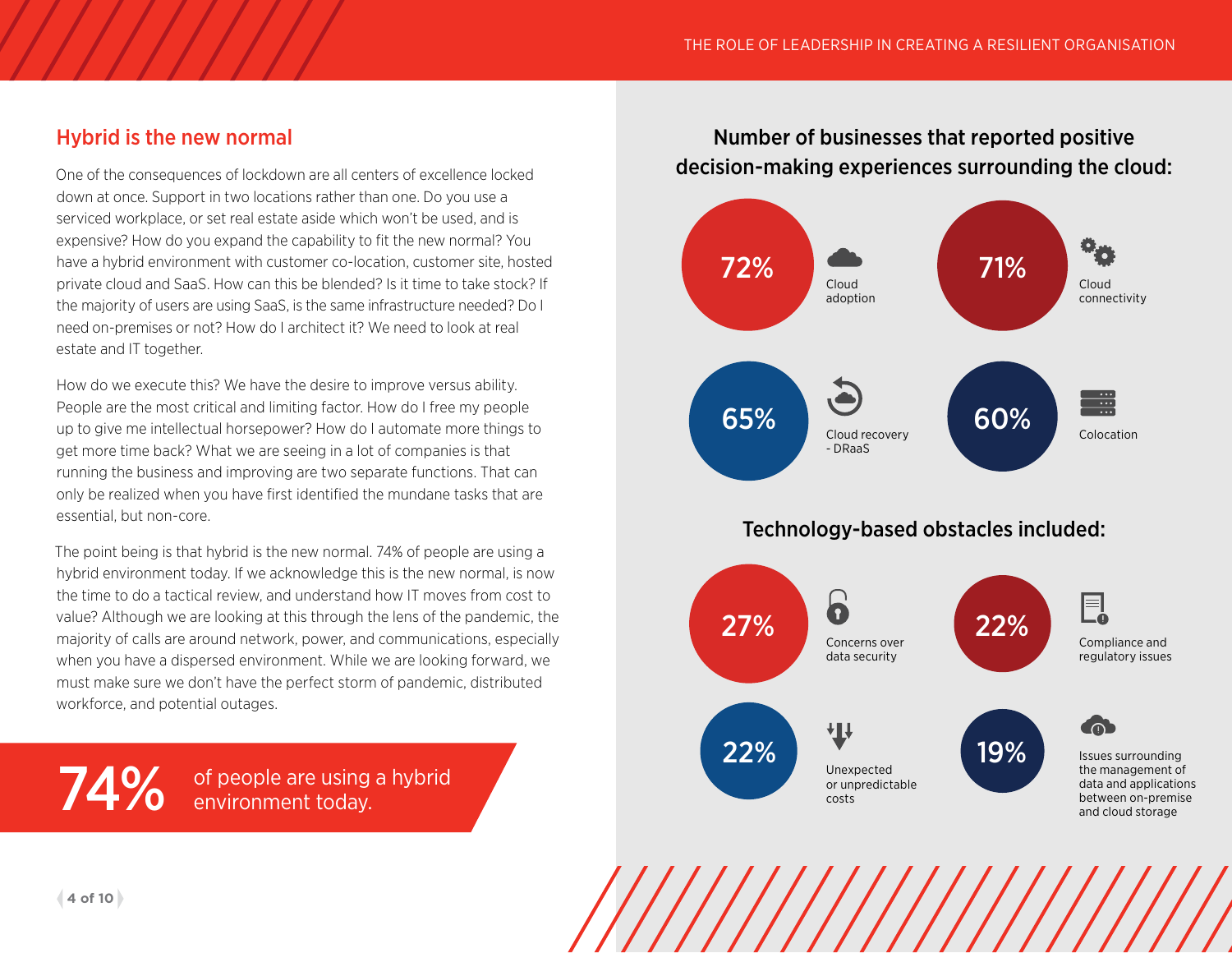## Hybrid is the new normal

One of the consequences of lockdown are all centers of excellence locked down at once. Support in two locations rather than one. Do you use a serviced workplace, or set real estate aside which won't be used, and is expensive? How do you expand the capability to fit the new normal? You have a hybrid environment with customer co-location, customer site, hosted private cloud and SaaS. How can this be blended? Is it time to take stock? If the majority of users are using SaaS, is the same infrastructure needed? Do I need on-premises or not? How do I architect it? We need to look at real estate and IT together.

How do we execute this? We have the desire to improve versus ability. People are the most critical and limiting factor. How do I free my people up to give me intellectual horsepower? How do I automate more things to get more time back? What we are seeing in a lot of companies is that running the business and improving are two separate functions. That can only be realized when you have first identified the mundane tasks that are essential, but non-core.

The point being is that hybrid is the new normal. 74% of people are using a hybrid environment today. If we acknowledge this is the new normal, is now the time to do a tactical review, and understand how IT moves from cost to value? Although we are looking at this through the lens of the pandemic, the majority of calls are around network, power, and communications, especially when you have a dispersed environment. While we are looking forward, we must make sure we don't have the perfect storm of pandemic, distributed workforce, and potential outages.

**74%** of people are using a hybrid environment today.

### Number of businesses that reported positive decision-making experiences surrounding the cloud:

- **72%** Cloud adoption
- **71%** Cloud connectivity
- **65%** Cloud recovery - DRaaS
- **60%** Colocation

### Technology-based obstacles included:

- **27%** Concerns over data security
- **22%** Compliance and regulatory issues
- **22%** Unexpected or unpredictable costs
- **19%** Issues surrounding the management of data and applications between on-premise and cloud storage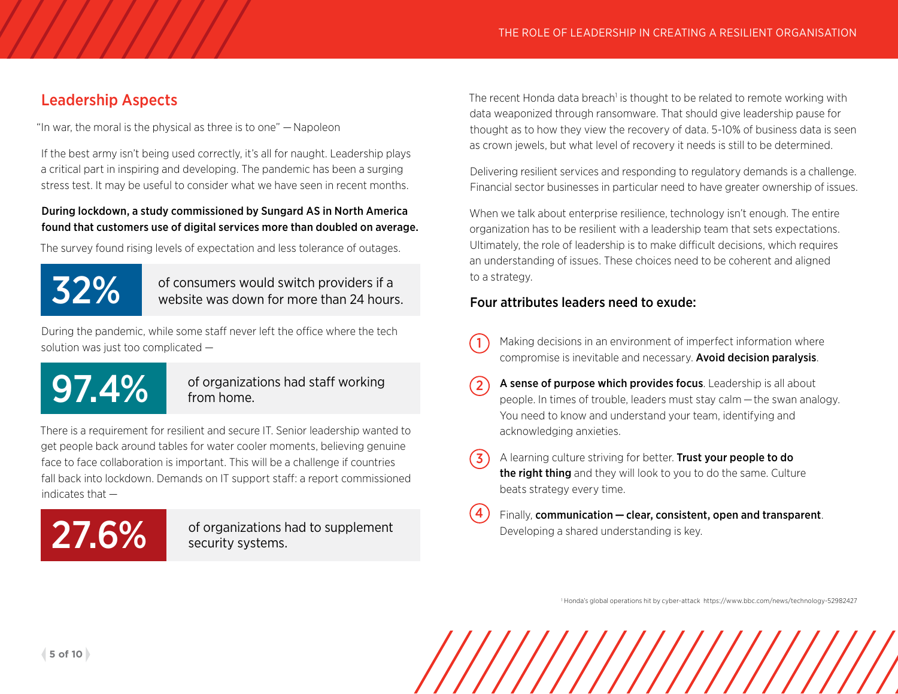## Leadership Aspects

"In war, the moral is the physical as three is to one" — Napoleon

If the best army isn't being used correctly, it's all for naught. Leadership plays a critical part in inspiring and developing. The pandemic has been a surging stress test. It may be useful to consider what we have seen in recent months.

**During lockdown, a study commissioned by Sungard AS in North America found that customers use of digital services more than doubled on average.**

The survey found rising levels of expectation and less tolerance of outages.

| 32% | of consumers would switch providers if a website was down for more than 24 hours. |
|---|---|

During the pandemic, while some staff never left the office where the tech solution was just too complicated —

| 97.4% | of organizations had staff working from home. |
|---|---|

There is a requirement for resilient and secure IT. Senior leadership wanted to get people back around tables for water cooler moments, believing genuine face to face collaboration is important. This will be a challenge if countries fall back into lockdown. Demands on IT support staff: a report commissioned indicates that —

| 27.6% | of organizations had to supplement security systems. |
|---|---|

The recent Honda data breach[1] is thought to be related to remote working with data weaponized through ransomware. That should give leadership pause for thought as to how they view the recovery of data. 5-10% of business data is seen as crown jewels, but what level of recovery it needs is still to be determined.

Delivering resilient services and responding to regulatory demands is a challenge. Financial sector businesses in particular need to have greater ownership of issues.

When we talk about enterprise resilience, technology isn't enough. The entire organization has to be resilient with a leadership team that sets expectations. Ultimately, the role of leadership is to make difficult decisions, which requires an understanding of issues. These choices need to be coherent and aligned to a strategy.

### Four attributes leaders need to exude:

1. Making decisions in an environment of imperfect information where compromise is inevitable and necessary. **Avoid decision paralysis**.
2. **A sense of purpose which provides focus**. Leadership is all about people. In times of trouble, leaders must stay calm — the swan analogy. You need to know and understand your team, identifying and acknowledging anxieties.
3. A learning culture striving for better. **Trust your people to do the right thing** and they will look to you to do the same. Culture beats strategy every time.
4. Finally, **communication — clear, consistent, open and transparent**. Developing a shared understanding is key.

[1] Honda's global operations hit by cyber-attack https://www.bbc.com/news/technology-52982427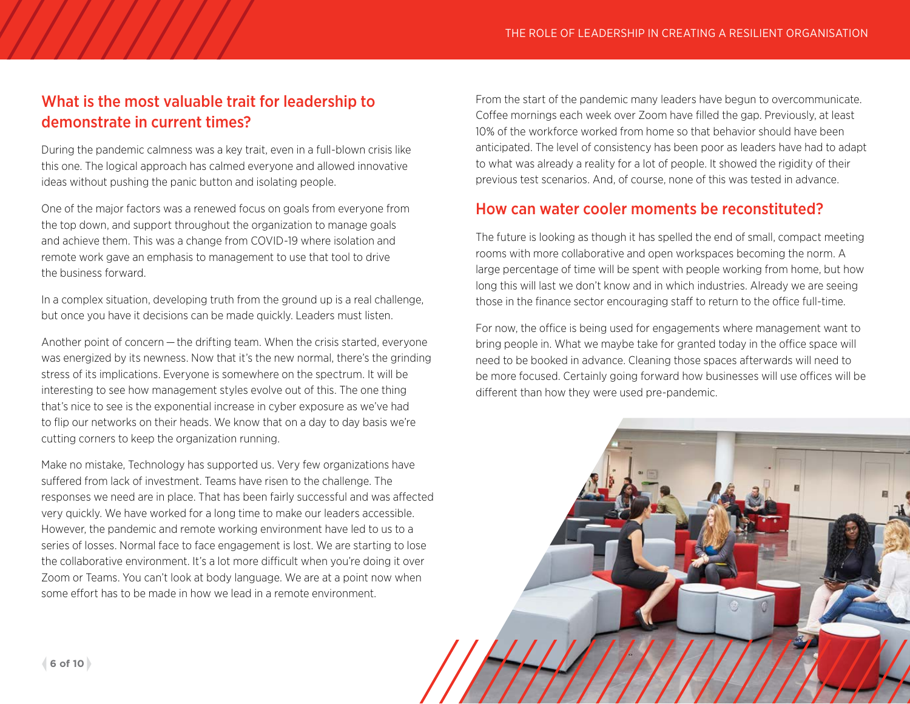## What is the most valuable trait for leadership to demonstrate in current times?

During the pandemic calmness was a key trait, even in a full-blown crisis like this one. The logical approach has calmed everyone and allowed innovative ideas without pushing the panic button and isolating people.

One of the major factors was a renewed focus on goals from everyone from the top down, and support throughout the organization to manage goals and achieve them. This was a change from COVID-19 where isolation and remote work gave an emphasis to management to use that tool to drive the business forward.

In a complex situation, developing truth from the ground up is a real challenge, but once you have it decisions can be made quickly. Leaders must listen.

Another point of concern — the drifting team. When the crisis started, everyone was energized by its newness. Now that it's the new normal, there's the grinding stress of its implications. Everyone is somewhere on the spectrum. It will be interesting to see how management styles evolve out of this. The one thing that's nice to see is the exponential increase in cyber exposure as we've had to flip our networks on their heads. We know that on a day to day basis we're cutting corners to keep the organization running.

Make no mistake, Technology has supported us. Very few organizations have suffered from lack of investment. Teams have risen to the challenge. The responses we need are in place. That has been fairly successful and was affected very quickly. We have worked for a long time to make our leaders accessible. However, the pandemic and remote working environment have led to us to a series of losses. Normal face to face engagement is lost. We are starting to lose the collaborative environment. It's a lot more difficult when you're doing it over Zoom or Teams. You can't look at body language. We are at a point now when some effort has to be made in how we lead in a remote environment.

From the start of the pandemic many leaders have begun to overcommunicate. Coffee mornings each week over Zoom have filled the gap. Previously, at least 10% of the workforce worked from home so that behavior should have been anticipated. The level of consistency has been poor as leaders have had to adapt to what was already a reality for a lot of people. It showed the rigidity of their previous test scenarios. And, of course, none of this was tested in advance.

## How can water cooler moments be reconstituted?

The future is looking as though it has spelled the end of small, compact meeting rooms with more collaborative and open workspaces becoming the norm. A large percentage of time will be spent with people working from home, but how long this will last we don't know and in which industries. Already we are seeing those in the finance sector encouraging staff to return to the office full-time.

For now, the office is being used for engagements where management want to bring people in. What we maybe take for granted today in the office space will need to be booked in advance. Cleaning those spaces afterwards will need to be more focused. Certainly going forward how businesses will use offices will be different than how they were used pre-pandemic.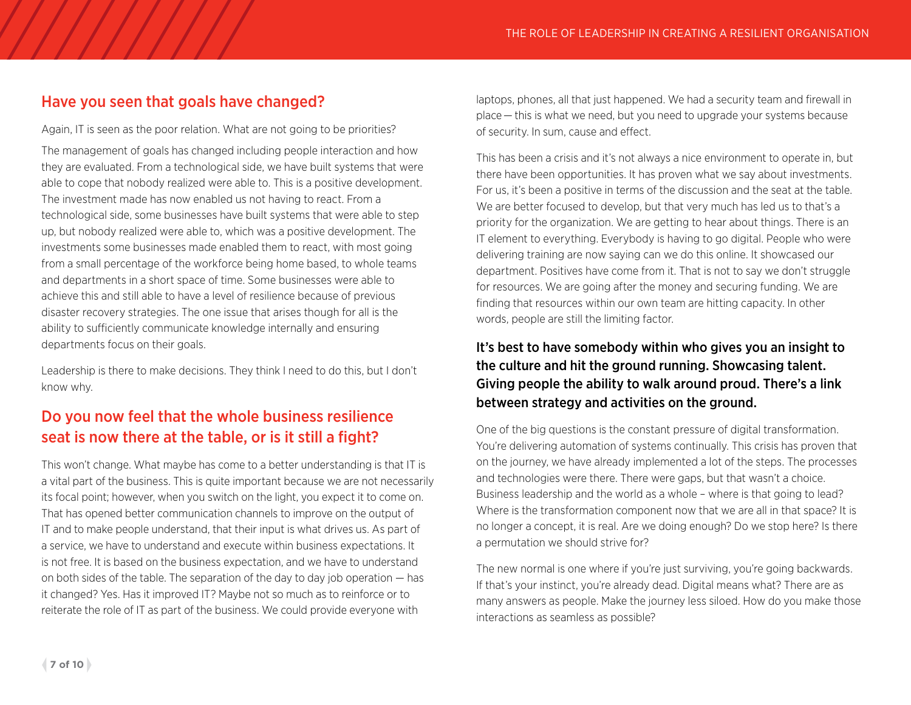## Have you seen that goals have changed?

Again, IT is seen as the poor relation. What are not going to be priorities?

The management of goals has changed including people interaction and how they are evaluated. From a technological side, we have built systems that were able to cope that nobody realized were able to. This is a positive development. The investment made has now enabled us not having to react. From a technological side, some businesses have built systems that were able to step up, but nobody realized were able to, which was a positive development. The investments some businesses made enabled them to react, with most going from a small percentage of the workforce being home based, to whole teams and departments in a short space of time. Some businesses were able to achieve this and still able to have a level of resilience because of previous disaster recovery strategies. The one issue that arises though for all is the ability to sufficiently communicate knowledge internally and ensuring departments focus on their goals.

Leadership is there to make decisions. They think I need to do this, but I don't know why.

## Do you now feel that the whole business resilience seat is now there at the table, or is it still a fight?

This won't change. What maybe has come to a better understanding is that IT is a vital part of the business. This is quite important because we are not necessarily its focal point; however, when you switch on the light, you expect it to come on. That has opened better communication channels to improve on the output of IT and to make people understand, that their input is what drives us. As part of a service, we have to understand and execute within business expectations. It is not free. It is based on the business expectation, and we have to understand on both sides of the table. The separation of the day to day job operation — has it changed? Yes. Has it improved IT? Maybe not so much as to reinforce or to reiterate the role of IT as part of the business. We could provide everyone with laptops, phones, all that just happened. We had a security team and firewall in place — this is what we need, but you need to upgrade your systems because of security. In sum, cause and effect.

This has been a crisis and it's not always a nice environment to operate in, but there have been opportunities. It has proven what we say about investments. For us, it's been a positive in terms of the discussion and the seat at the table. We are better focused to develop, but that very much has led us to that's a priority for the organization. We are getting to hear about things. There is an IT element to everything. Everybody is having to go digital. People who were delivering training are now saying can we do this online. It showcased our department. Positives have come from it. That is not to say we don't struggle for resources. We are going after the money and securing funding. We are finding that resources within our own team are hitting capacity. In other words, people are still the limiting factor.

**It's best to have somebody within who gives you an insight to the culture and hit the ground running. Showcasing talent. Giving people the ability to walk around proud. There's a link between strategy and activities on the ground.**

One of the big questions is the constant pressure of digital transformation. You're delivering automation of systems continually. This crisis has proven that on the journey, we have already implemented a lot of the steps. The processes and technologies were there. There were gaps, but that wasn't a choice. Business leadership and the world as a whole – where is that going to lead? Where is the transformation component now that we are all in that space? It is no longer a concept, it is real. Are we doing enough? Do we stop here? Is there a permutation we should strive for?

The new normal is one where if you're just surviving, you're going backwards. If that's your instinct, you're already dead. Digital means what? There are as many answers as people. Make the journey less siloed. How do you make those interactions as seamless as possible?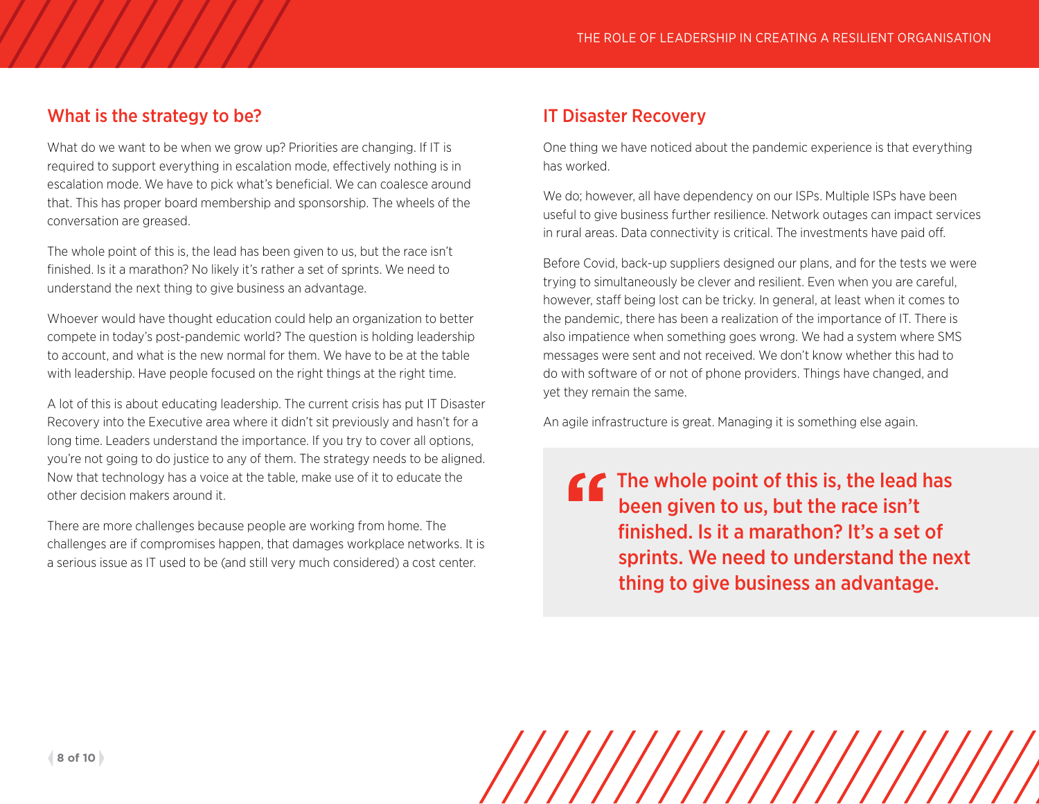## What is the strategy to be?

What do we want to be when we grow up? Priorities are changing. If IT is required to support everything in escalation mode, effectively nothing is in escalation mode. We have to pick what's beneficial. We can coalesce around that. This has proper board membership and sponsorship. The wheels of the conversation are greased.

The whole point of this is, the lead has been given to us, but the race isn't finished. Is it a marathon? No likely it's rather a set of sprints. We need to understand the next thing to give business an advantage.

Whoever would have thought education could help an organization to better compete in today's post-pandemic world? The question is holding leadership to account, and what is the new normal for them. We have to be at the table with leadership. Have people focused on the right things at the right time.

A lot of this is about educating leadership. The current crisis has put IT Disaster Recovery into the Executive area where it didn't sit previously and hasn't for a long time. Leaders understand the importance. If you try to cover all options, you're not going to do justice to any of them. The strategy needs to be aligned. Now that technology has a voice at the table, make use of it to educate the other decision makers around it.

There are more challenges because people are working from home. The challenges are if compromises happen, that damages workplace networks. It is a serious issue as IT used to be (and still very much considered) a cost center.

## IT Disaster Recovery

One thing we have noticed about the pandemic experience is that everything has worked.

We do; however, all have dependency on our ISPs. Multiple ISPs have been useful to give business further resilience. Network outages can impact services in rural areas. Data connectivity is critical. The investments have paid off.

Before Covid, back-up suppliers designed our plans, and for the tests we were trying to simultaneously be clever and resilient. Even when you are careful, however, staff being lost can be tricky. In general, at least when it comes to the pandemic, there has been a realization of the importance of IT. There is also impatience when something goes wrong. We had a system where SMS messages were sent and not received. We don't know whether this had to do with software of or not of phone providers. Things have changed, and yet they remain the same.

An agile infrastructure is great. Managing it is something else again.

> "The whole point of this is, the lead has been given to us, but the race isn't finished. Is it a marathon? It's a set of sprints. We need to understand the next thing to give business an advantage.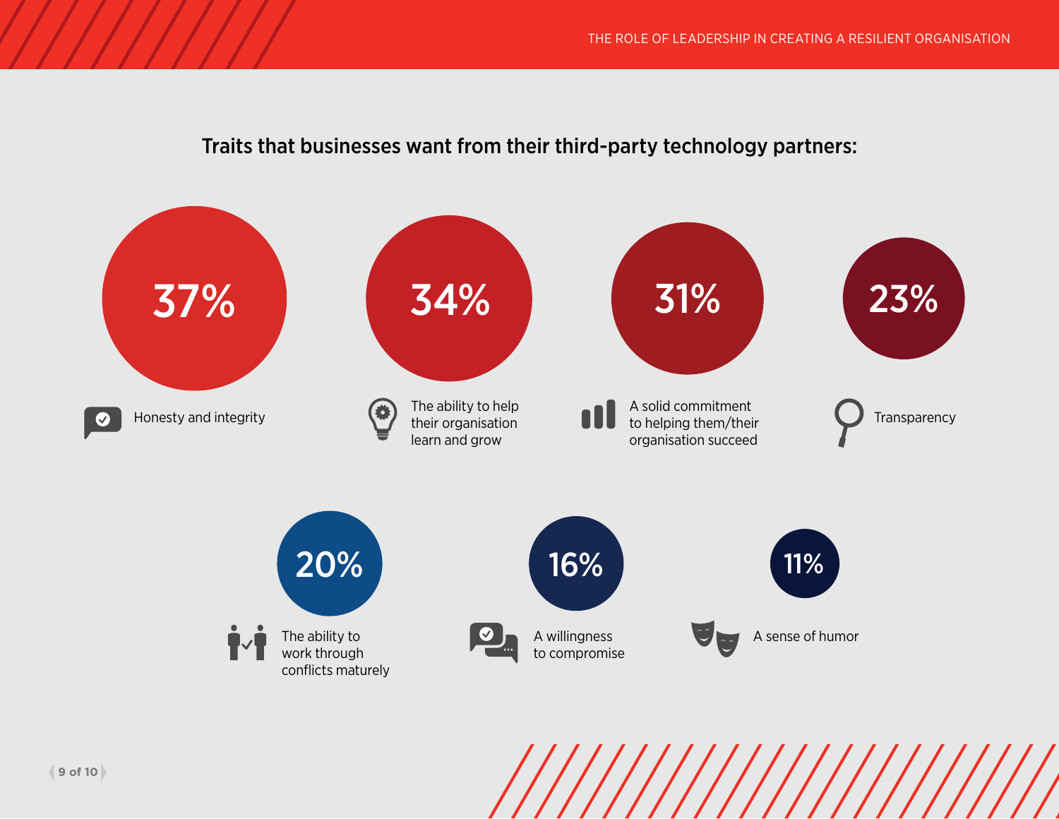## Traits that businesses want from their third-party technology partners:

- **37%** — Honesty and integrity
- **34%** — The ability to help their organisation learn and grow
- **31%** — A solid commitment to helping them/their organisation succeed
- **23%** — Transparency
- **20%** — The ability to work through conflicts maturely
- **16%** — A willingness to compromise
- **11%** — A sense of humor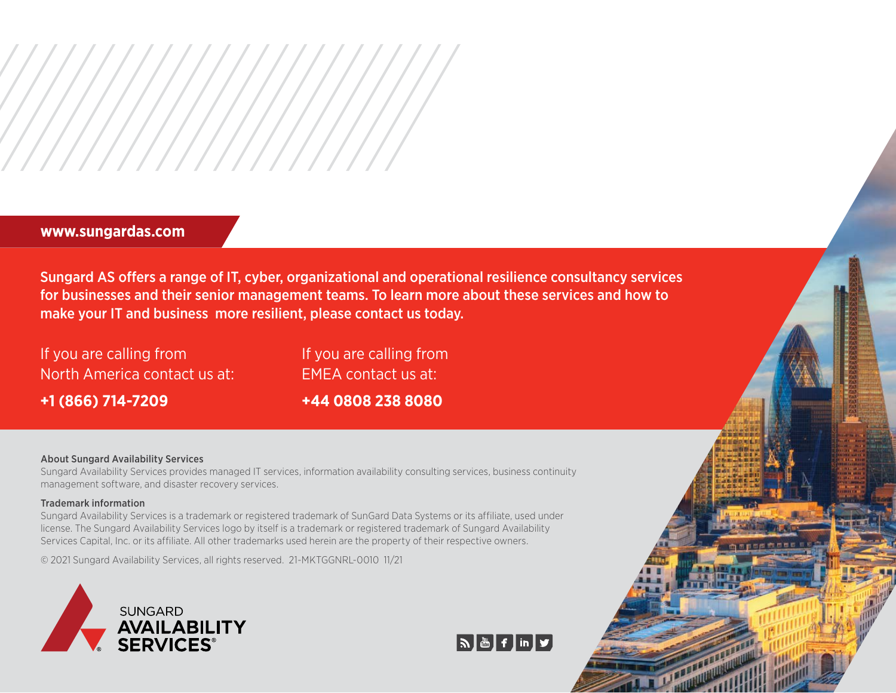**www.sungardas.com**

**Sungard AS offers a range of IT, cyber, organizational and operational resilience consultancy services for businesses and their senior management teams. To learn more about these services and how to make your IT and business more resilient, please contact us today.**

If you are calling from North America contact us at:

**+1 (866) 714-7209**

If you are calling from EMEA contact us at:

**+44 0808 238 8080**

**About Sungard Availability Services**

Sungard Availability Services provides managed IT services, information availability consulting services, business continuity management software, and disaster recovery services.

**Trademark information**

Sungard Availability Services is a trademark or registered trademark of SunGard Data Systems or its affiliate, used under license. The Sungard Availability Services logo by itself is a trademark or registered trademark of Sungard Availability Services Capital, Inc. or its affiliate. All other trademarks used herein are the property of their respective owners.

© 2021 Sungard Availability Services, all rights reserved. 21-MKTGGNRL-0010 11/21

SUNGARD AVAILABILITY SERVICES®